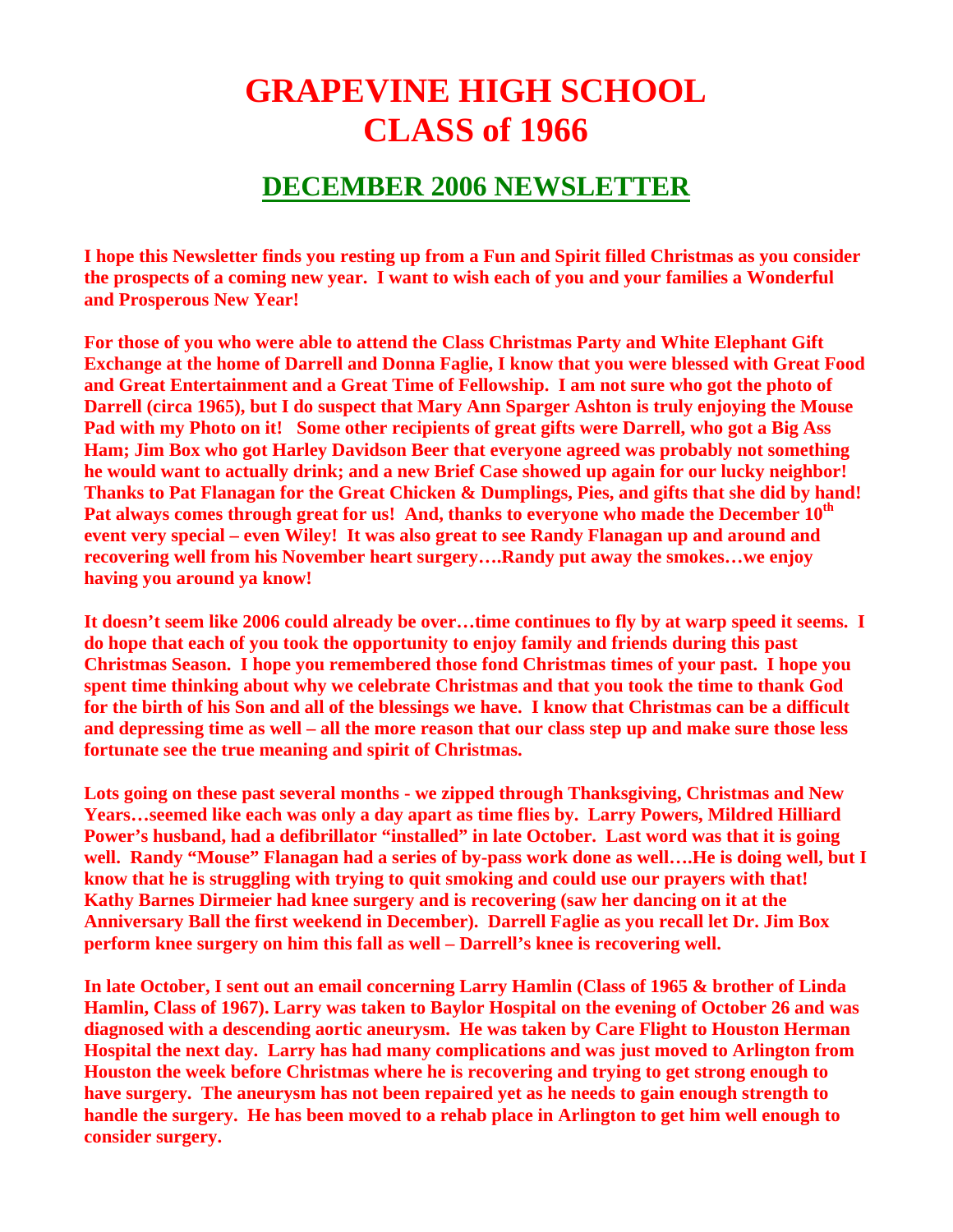# GRAPEVINE HIGH SCHOOL
# CLASS of 1966

## DECEMBER 2006 NEWSLETTER

**I hope this Newsletter finds you resting up from a Fun and Spirit filled Christmas as you consider the prospects of a coming new year. I want to wish each of you and your families a Wonderful and Prosperous New Year!**

**For those of you who were able to attend the Class Christmas Party and White Elephant Gift Exchange at the home of Darrell and Donna Faglie, I know that you were blessed with Great Food and Great Entertainment and a Great Time of Fellowship. I am not sure who got the photo of Darrell (circa 1965), but I do suspect that Mary Ann Sparger Ashton is truly enjoying the Mouse Pad with my Photo on it! Some other recipients of great gifts were Darrell, who got a Big Ass Ham; Jim Box who got Harley Davidson Beer that everyone agreed was probably not something he would want to actually drink; and a new Brief Case showed up again for our lucky neighbor! Thanks to Pat Flanagan for the Great Chicken & Dumplings, Pies, and gifts that she did by hand! Pat always comes through great for us! And, thanks to everyone who made the December 10th event very special – even Wiley! It was also great to see Randy Flanagan up and around and recovering well from his November heart surgery….Randy put away the smokes…we enjoy having you around ya know!**

**It doesn't seem like 2006 could already be over…time continues to fly by at warp speed it seems. I do hope that each of you took the opportunity to enjoy family and friends during this past Christmas Season. I hope you remembered those fond Christmas times of your past. I hope you spent time thinking about why we celebrate Christmas and that you took the time to thank God for the birth of his Son and all of the blessings we have. I know that Christmas can be a difficult and depressing time as well – all the more reason that our class step up and make sure those less fortunate see the true meaning and spirit of Christmas.**

**Lots going on these past several months - we zipped through Thanksgiving, Christmas and New Years…seemed like each was only a day apart as time flies by. Larry Powers, Mildred Hilliard Power's husband, had a defibrillator "installed" in late October. Last word was that it is going well. Randy "Mouse" Flanagan had a series of by-pass work done as well….He is doing well, but I know that he is struggling with trying to quit smoking and could use our prayers with that! Kathy Barnes Dirmeier had knee surgery and is recovering (saw her dancing on it at the Anniversary Ball the first weekend in December). Darrell Faglie as you recall let Dr. Jim Box perform knee surgery on him this fall as well – Darrell's knee is recovering well.**

**In late October, I sent out an email concerning Larry Hamlin (Class of 1965 & brother of Linda Hamlin, Class of 1967). Larry was taken to Baylor Hospital on the evening of October 26 and was diagnosed with a descending aortic aneurysm. He was taken by Care Flight to Houston Herman Hospital the next day. Larry has had many complications and was just moved to Arlington from Houston the week before Christmas where he is recovering and trying to get strong enough to have surgery. The aneurysm has not been repaired yet as he needs to gain enough strength to handle the surgery. He has been moved to a rehab place in Arlington to get him well enough to consider surgery.**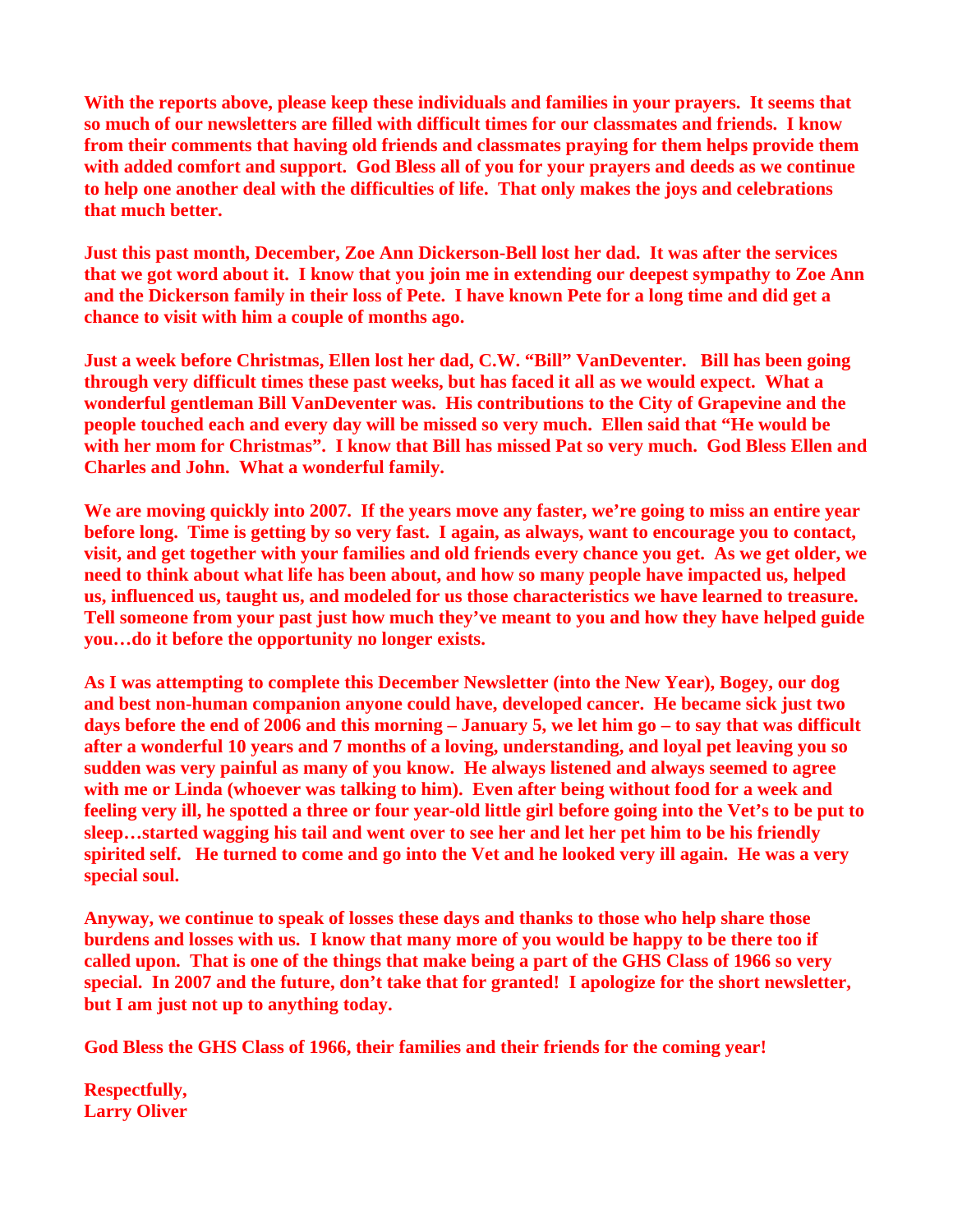**With the reports above, please keep these individuals and families in your prayers. It seems that so much of our newsletters are filled with difficult times for our classmates and friends. I know from their comments that having old friends and classmates praying for them helps provide them with added comfort and support. God Bless all of you for your prayers and deeds as we continue to help one another deal with the difficulties of life. That only makes the joys and celebrations that much better.**

**Just this past month, December, Zoe Ann Dickerson-Bell lost her dad. It was after the services that we got word about it. I know that you join me in extending our deepest sympathy to Zoe Ann and the Dickerson family in their loss of Pete. I have known Pete for a long time and did get a chance to visit with him a couple of months ago.**

**Just a week before Christmas, Ellen lost her dad, C.W. "Bill" VanDeventer. Bill has been going through very difficult times these past weeks, but has faced it all as we would expect. What a wonderful gentleman Bill VanDeventer was. His contributions to the City of Grapevine and the people touched each and every day will be missed so very much. Ellen said that "He would be with her mom for Christmas". I know that Bill has missed Pat so very much. God Bless Ellen and Charles and John. What a wonderful family.**

**We are moving quickly into 2007. If the years move any faster, we're going to miss an entire year before long. Time is getting by so very fast. I again, as always, want to encourage you to contact, visit, and get together with your families and old friends every chance you get. As we get older, we need to think about what life has been about, and how so many people have impacted us, helped us, influenced us, taught us, and modeled for us those characteristics we have learned to treasure. Tell someone from your past just how much they've meant to you and how they have helped guide you…do it before the opportunity no longer exists.**

**As I was attempting to complete this December Newsletter (into the New Year), Bogey, our dog and best non-human companion anyone could have, developed cancer. He became sick just two days before the end of 2006 and this morning – January 5, we let him go – to say that was difficult after a wonderful 10 years and 7 months of a loving, understanding, and loyal pet leaving you so sudden was very painful as many of you know. He always listened and always seemed to agree with me or Linda (whoever was talking to him). Even after being without food for a week and feeling very ill, he spotted a three or four year-old little girl before going into the Vet's to be put to sleep…started wagging his tail and went over to see her and let her pet him to be his friendly spirited self. He turned to come and go into the Vet and he looked very ill again. He was a very special soul.**

**Anyway, we continue to speak of losses these days and thanks to those who help share those burdens and losses with us. I know that many more of you would be happy to be there too if called upon. That is one of the things that make being a part of the GHS Class of 1966 so very special. In 2007 and the future, don't take that for granted! I apologize for the short newsletter, but I am just not up to anything today.**

**God Bless the GHS Class of 1966, their families and their friends for the coming year!**

**Respectfully,**
**Larry Oliver**